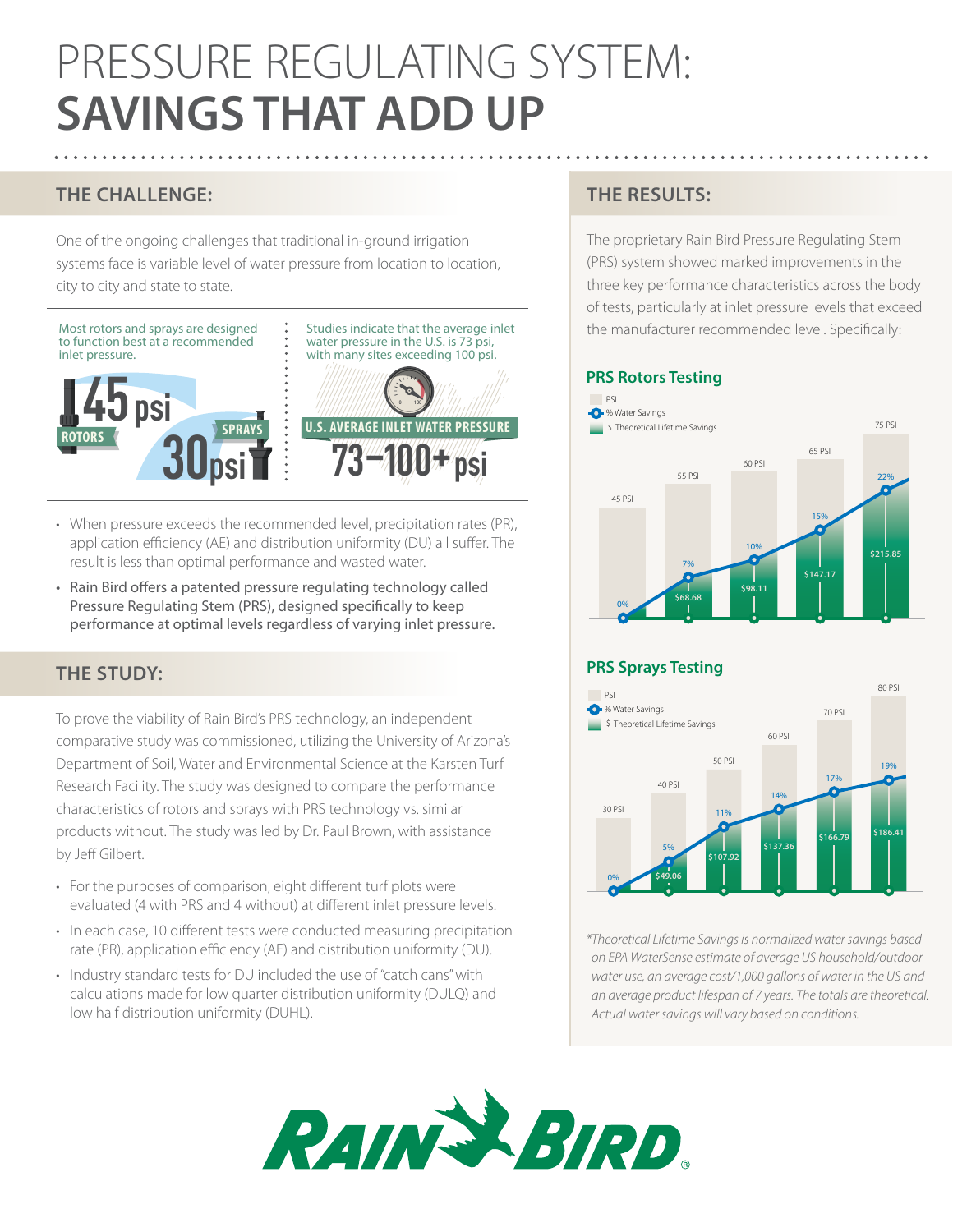# PRESSURE REGULATING SYSTEM: **SAVINGS THAT ADD UP**

## THE CHALLENGE:

One of the ongoing challenges that traditional in-ground irrigation systems face is variable level of water pressure from location to location, city to city and state to state.

Most rotors and sprays are designed to function best at a recommended inlet pressure.

45 psi ROTORS

SPRAYS 30 psi

Studies indicate that the average inlet water pressure in the U.S. is 73 psi, with many sites exceeding 100 psi.

U.S. AVERAGE INLET WATER PRESSURE

73–100+ psi

- When pressure exceeds the recommended level, precipitation rates (PR), application efficiency (AE) and distribution uniformity (DU) all suffer. The result is less than optimal performance and wasted water.
- Rain Bird offers a patented pressure regulating technology called Pressure Regulating Stem (PRS), designed specifically to keep performance at optimal levels regardless of varying inlet pressure.

## THE STUDY:

To prove the viability of Rain Bird's PRS technology, an independent comparative study was commissioned, utilizing the University of Arizona's Department of Soil, Water and Environmental Science at the Karsten Turf Research Facility. The study was designed to compare the performance characteristics of rotors and sprays with PRS technology vs. similar products without. The study was led by Dr. Paul Brown, with assistance by Jeff Gilbert.

- For the purposes of comparison, eight different turf plots were evaluated (4 with PRS and 4 without) at different inlet pressure levels.
- In each case, 10 different tests were conducted measuring precipitation rate (PR), application efficiency (AE) and distribution uniformity (DU).
- Industry standard tests for DU included the use of "catch cans" with calculations made for low quarter distribution uniformity (DULQ) and low half distribution uniformity (DUHL).

## THE RESULTS:

The proprietary Rain Bird Pressure Regulating Stem (PRS) system showed marked improvements in the three key performance characteristics across the body of tests, particularly at inlet pressure levels that exceed the manufacturer recommended level. Specifically:

### PRS Rotors Testing

| PSI | % Water Savings | $ Theoretical Lifetime Savings |
|---|---|---|
| 45 PSI | 0% | |
| 55 PSI | 7% | $68.68 |
| 60 PSI | 10% | $98.11 |
| 65 PSI | 15% | $147.17 |
| 75 PSI | 22% | $215.85 |

### PRS Sprays Testing

| PSI | % Water Savings | $ Theoretical Lifetime Savings |
|---|---|---|
| 30 PSI | 0% | |
| 40 PSI | 5% | $49.06 |
| 50 PSI | 11% | $107.92 |
| 60 PSI | 14% | $137.36 |
| 70 PSI | 17% | $166.79 |
| 80 PSI | 19% | $186.41 |

*\*Theoretical Lifetime Savings is normalized water savings based on EPA WaterSense estimate of average US household/outdoor water use, an average cost/1,000 gallons of water in the US and an average product lifespan of 7 years. The totals are theoretical. Actual water savings will vary based on conditions.*

RAIN BIRD®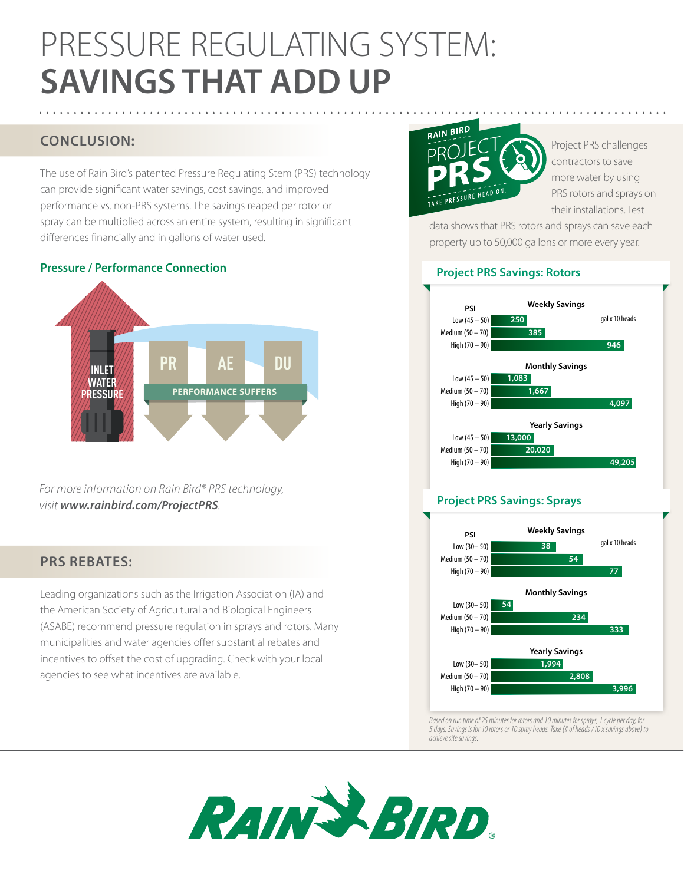# PRESSURE REGULATING SYSTEM: **SAVINGS THAT ADD UP**

## CONCLUSION:

The use of Rain Bird's patented Pressure Regulating Stem (PRS) technology can provide significant water savings, cost savings, and improved performance vs. non-PRS systems. The savings reaped per rotor or spray can be multiplied across an entire system, resulting in significant differences financially and in gallons of water used.

### Pressure / Performance Connection

INLET WATER PRESSURE

PR

AE

DU

PERFORMANCE SUFFERS

*For more information on Rain Bird® PRS technology, visit **www.rainbird.com/ProjectPRS**.*

## PRS REBATES:

Leading organizations such as the Irrigation Association (IA) and the American Society of Agricultural and Biological Engineers (ASABE) recommend pressure regulation in sprays and rotors. Many municipalities and water agencies offer substantial rebates and incentives to offset the cost of upgrading. Check with your local agencies to see what incentives are available.

RAIN BIRD PROJECT PRS TAKE PRESSURE HEAD ON.

Project PRS challenges contractors to save more water by using PRS rotors and sprays on their installations. Test data shows that PRS rotors and sprays can save each property up to 50,000 gallons or more every year.

### Project PRS Savings: Rotors

gal x 10 heads

PSI

Weekly Savings
Low (45 – 50) 250
Medium (50 – 70) 385
High (70 – 90) 946

Monthly Savings
Low (45 – 50) 1,083
Medium (50 – 70) 1,667
High (70 – 90) 4,097

Yearly Savings
Low (45 – 50) 13,000
Medium (50 – 70) 20,020
High (70 – 90) 49,205

### Project PRS Savings: Sprays

gal x 10 heads

PSI

Weekly Savings
Low (30– 50) 38
Medium (50 – 70) 54
High (70 – 90) 77

Monthly Savings
Low (30– 50) 54
Medium (50 – 70) 234
High (70 – 90) 333

Yearly Savings
Low (30– 50) 1,994
Medium (50 – 70) 2,808
High (70 – 90) 3,996

*Based on run time of 25 minutes for rotors and 10 minutes for sprays, 1 cycle per day, for 5 days. Savings is for 10 rotors or 10 spray heads. Take (# of heads /10 x savings above) to achieve site savings.*

RAIN BIRD®